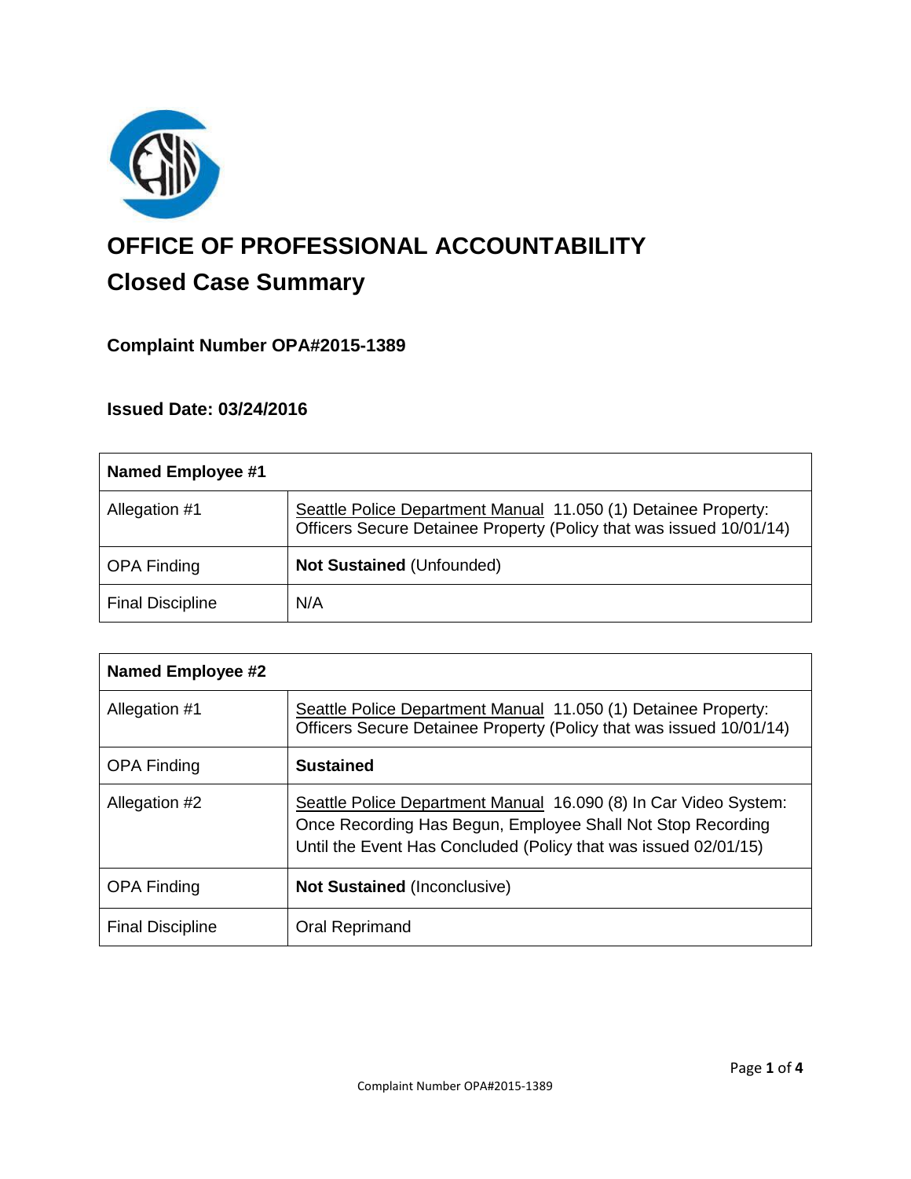# OFFICE OF PROFESSIONAL ACCOUNTABILITY

## Closed Case Summary

### Complaint Number OPA#2015-1389

### Issued Date: 03/24/2016

| Named Employee #1 | |
|---|---|
| Allegation #1 | Seattle Police Department Manual 11.050 (1) Detainee Property: Officers Secure Detainee Property (Policy that was issued 10/01/14) |
| OPA Finding | **Not Sustained** (Unfounded) |
| Final Discipline | N/A |

| Named Employee #2 | |
|---|---|
| Allegation #1 | Seattle Police Department Manual 11.050 (1) Detainee Property: Officers Secure Detainee Property (Policy that was issued 10/01/14) |
| OPA Finding | **Sustained** |
| Allegation #2 | Seattle Police Department Manual 16.090 (8) In Car Video System: Once Recording Has Begun, Employee Shall Not Stop Recording Until the Event Has Concluded (Policy that was issued 02/01/15) |
| OPA Finding | **Not Sustained** (Inconclusive) |
| Final Discipline | Oral Reprimand |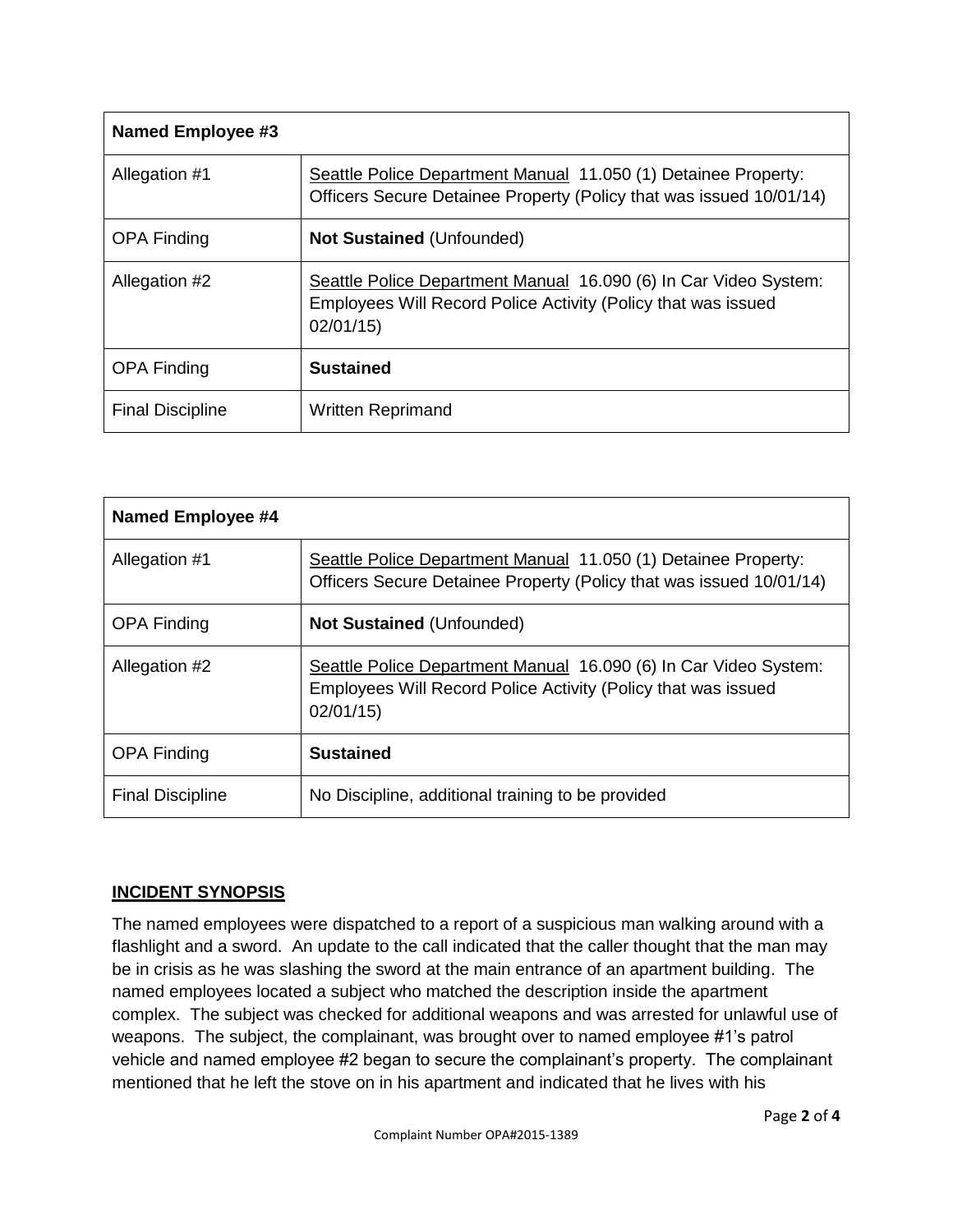| Named Employee #3 | |
|---|---|
| Allegation #1 | Seattle Police Department Manual 11.050 (1) Detainee Property: Officers Secure Detainee Property (Policy that was issued 10/01/14) |
| OPA Finding | **Not Sustained** (Unfounded) |
| Allegation #2 | Seattle Police Department Manual 16.090 (6) In Car Video System: Employees Will Record Police Activity (Policy that was issued 02/01/15) |
| OPA Finding | **Sustained** |
| Final Discipline | Written Reprimand |

| Named Employee #4 | |
|---|---|
| Allegation #1 | Seattle Police Department Manual 11.050 (1) Detainee Property: Officers Secure Detainee Property (Policy that was issued 10/01/14) |
| OPA Finding | **Not Sustained** (Unfounded) |
| Allegation #2 | Seattle Police Department Manual 16.090 (6) In Car Video System: Employees Will Record Police Activity (Policy that was issued 02/01/15) |
| OPA Finding | **Sustained** |
| Final Discipline | No Discipline, additional training to be provided |

## INCIDENT SYNOPSIS

The named employees were dispatched to a report of a suspicious man walking around with a flashlight and a sword. An update to the call indicated that the caller thought that the man may be in crisis as he was slashing the sword at the main entrance of an apartment building. The named employees located a subject who matched the description inside the apartment complex. The subject was checked for additional weapons and was arrested for unlawful use of weapons. The subject, the complainant, was brought over to named employee #1's patrol vehicle and named employee #2 began to secure the complainant's property. The complainant mentioned that he left the stove on in his apartment and indicated that he lives with his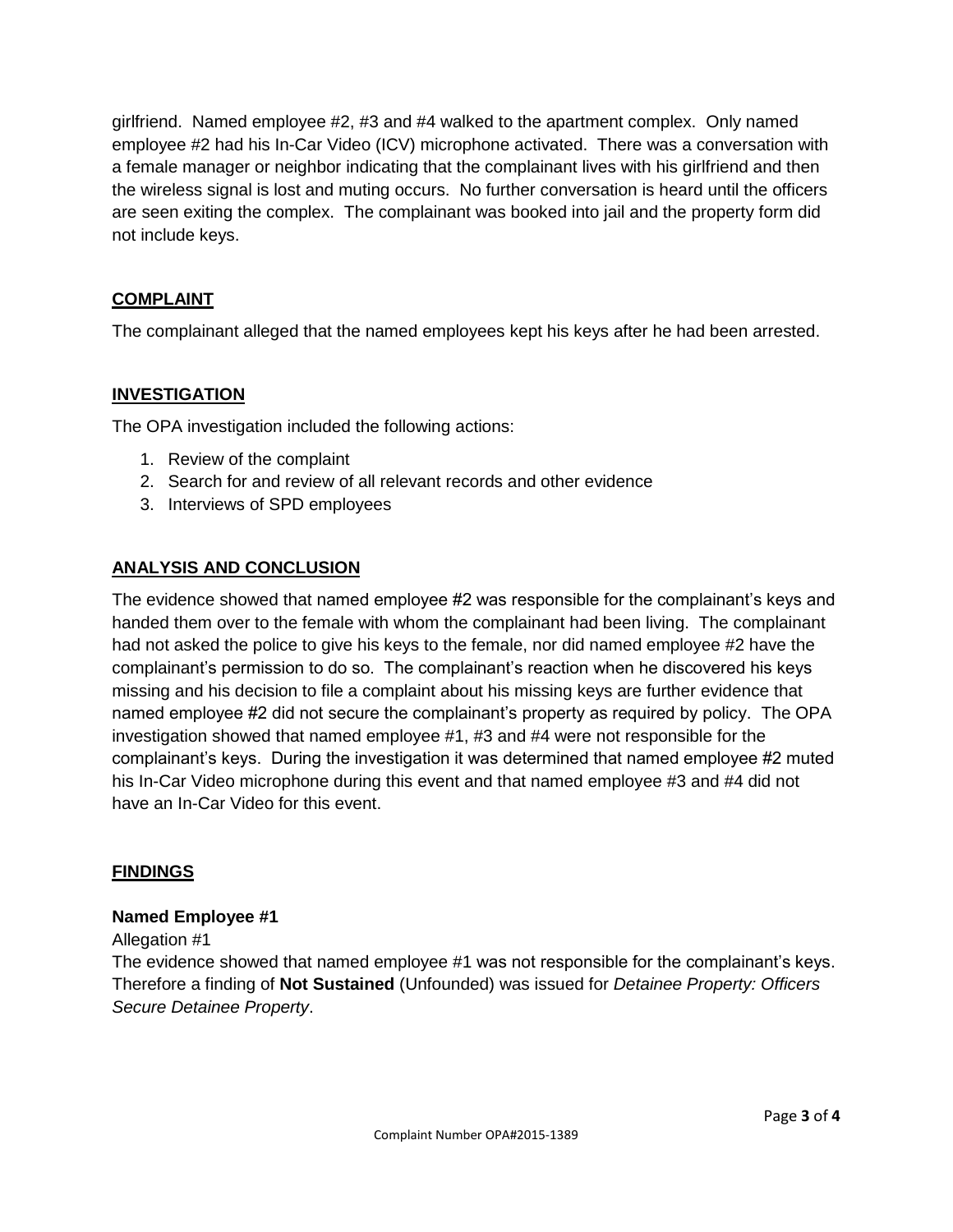girlfriend. Named employee #2, #3 and #4 walked to the apartment complex. Only named employee #2 had his In-Car Video (ICV) microphone activated. There was a conversation with a female manager or neighbor indicating that the complainant lives with his girlfriend and then the wireless signal is lost and muting occurs. No further conversation is heard until the officers are seen exiting the complex. The complainant was booked into jail and the property form did not include keys.

## COMPLAINT

The complainant alleged that the named employees kept his keys after he had been arrested.

## INVESTIGATION

The OPA investigation included the following actions:

1. Review of the complaint
2. Search for and review of all relevant records and other evidence
3. Interviews of SPD employees

## ANALYSIS AND CONCLUSION

The evidence showed that named employee #2 was responsible for the complainant's keys and handed them over to the female with whom the complainant had been living. The complainant had not asked the police to give his keys to the female, nor did named employee #2 have the complainant's permission to do so. The complainant's reaction when he discovered his keys missing and his decision to file a complaint about his missing keys are further evidence that named employee #2 did not secure the complainant's property as required by policy. The OPA investigation showed that named employee #1, #3 and #4 were not responsible for the complainant's keys. During the investigation it was determined that named employee #2 muted his In-Car Video microphone during this event and that named employee #3 and #4 did not have an In-Car Video for this event.

## FINDINGS

### Named Employee #1

Allegation #1

The evidence showed that named employee #1 was not responsible for the complainant's keys. Therefore a finding of **Not Sustained** (Unfounded) was issued for *Detainee Property: Officers Secure Detainee Property*.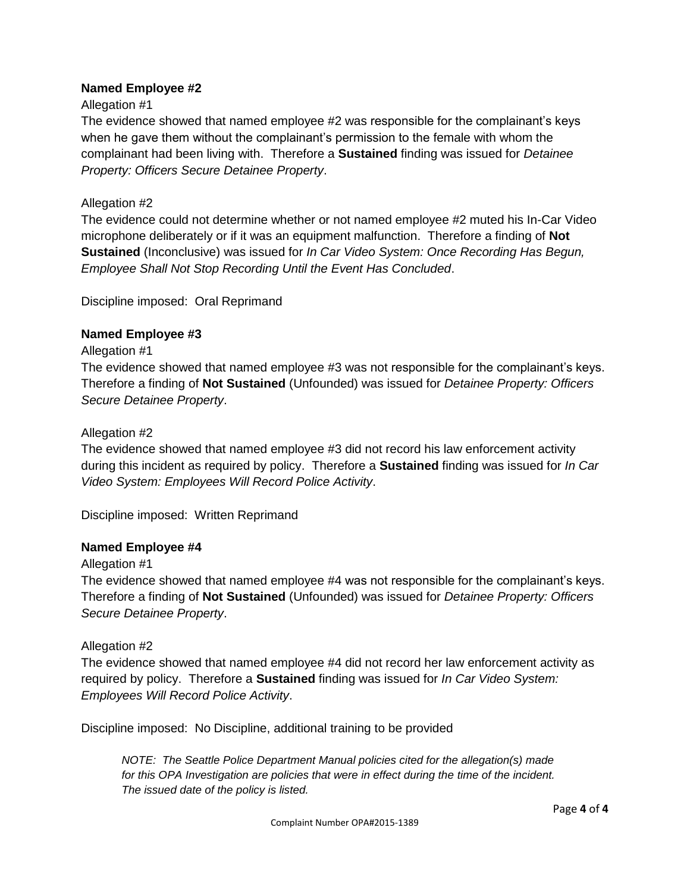**Named Employee #2**

Allegation #1

The evidence showed that named employee #2 was responsible for the complainant's keys when he gave them without the complainant's permission to the female with whom the complainant had been living with. Therefore a **Sustained** finding was issued for *Detainee Property: Officers Secure Detainee Property*.

Allegation #2

The evidence could not determine whether or not named employee #2 muted his In-Car Video microphone deliberately or if it was an equipment malfunction. Therefore a finding of **Not Sustained** (Inconclusive) was issued for *In Car Video System: Once Recording Has Begun, Employee Shall Not Stop Recording Until the Event Has Concluded*.

Discipline imposed: Oral Reprimand

**Named Employee #3**

Allegation #1

The evidence showed that named employee #3 was not responsible for the complainant's keys. Therefore a finding of **Not Sustained** (Unfounded) was issued for *Detainee Property: Officers Secure Detainee Property*.

Allegation #2

The evidence showed that named employee #3 did not record his law enforcement activity during this incident as required by policy. Therefore a **Sustained** finding was issued for *In Car Video System: Employees Will Record Police Activity*.

Discipline imposed: Written Reprimand

**Named Employee #4**

Allegation #1

The evidence showed that named employee #4 was not responsible for the complainant's keys. Therefore a finding of **Not Sustained** (Unfounded) was issued for *Detainee Property: Officers Secure Detainee Property*.

Allegation #2

The evidence showed that named employee #4 did not record her law enforcement activity as required by policy. Therefore a **Sustained** finding was issued for *In Car Video System: Employees Will Record Police Activity*.

Discipline imposed: No Discipline, additional training to be provided

*NOTE: The Seattle Police Department Manual policies cited for the allegation(s) made for this OPA Investigation are policies that were in effect during the time of the incident. The issued date of the policy is listed.*